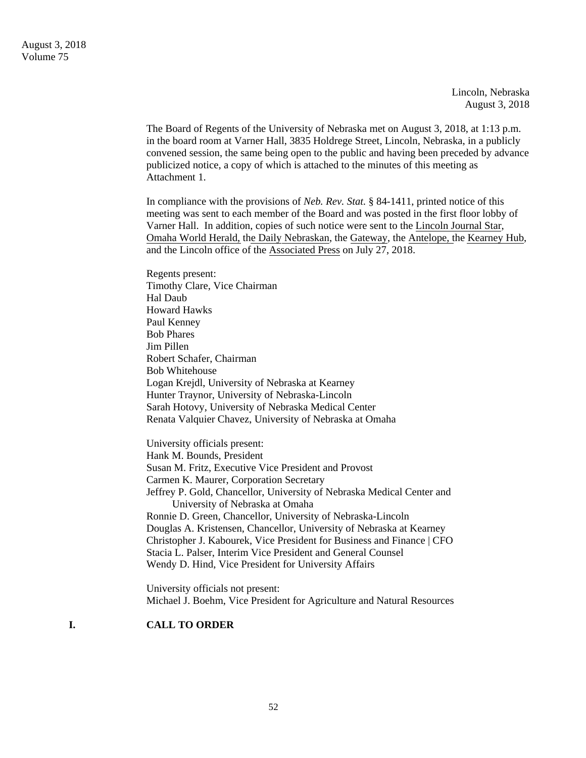August 3, 2018
Volume 75

Lincoln, Nebraska
August 3, 2018

The Board of Regents of the University of Nebraska met on August 3, 2018, at 1:13 p.m. in the board room at Varner Hall, 3835 Holdrege Street, Lincoln, Nebraska, in a publicly convened session, the same being open to the public and having been preceded by advance publicized notice, a copy of which is attached to the minutes of this meeting as Attachment 1.

In compliance with the provisions of *Neb. Rev. Stat.* § 84-1411, printed notice of this meeting was sent to each member of the Board and was posted in the first floor lobby of Varner Hall. In addition, copies of such notice were sent to the Lincoln Journal Star, Omaha World Herald, the Daily Nebraskan, the Gateway, the Antelope, the Kearney Hub, and the Lincoln office of the Associated Press on July 27, 2018.

Regents present:
Timothy Clare, Vice Chairman
Hal Daub
Howard Hawks
Paul Kenney
Bob Phares
Jim Pillen
Robert Schafer, Chairman
Bob Whitehouse
Logan Krejdl, University of Nebraska at Kearney
Hunter Traynor, University of Nebraska-Lincoln
Sarah Hotovy, University of Nebraska Medical Center
Renata Valquier Chavez, University of Nebraska at Omaha

University officials present:
Hank M. Bounds, President
Susan M. Fritz, Executive Vice President and Provost
Carmen K. Maurer, Corporation Secretary
Jeffrey P. Gold, Chancellor, University of Nebraska Medical Center and University of Nebraska at Omaha
Ronnie D. Green, Chancellor, University of Nebraska-Lincoln
Douglas A. Kristensen, Chancellor, University of Nebraska at Kearney
Christopher J. Kabourek, Vice President for Business and Finance | CFO
Stacia L. Palser, Interim Vice President and General Counsel
Wendy D. Hind, Vice President for University Affairs

University officials not present:
Michael J. Boehm, Vice President for Agriculture and Natural Resources

## I. CALL TO ORDER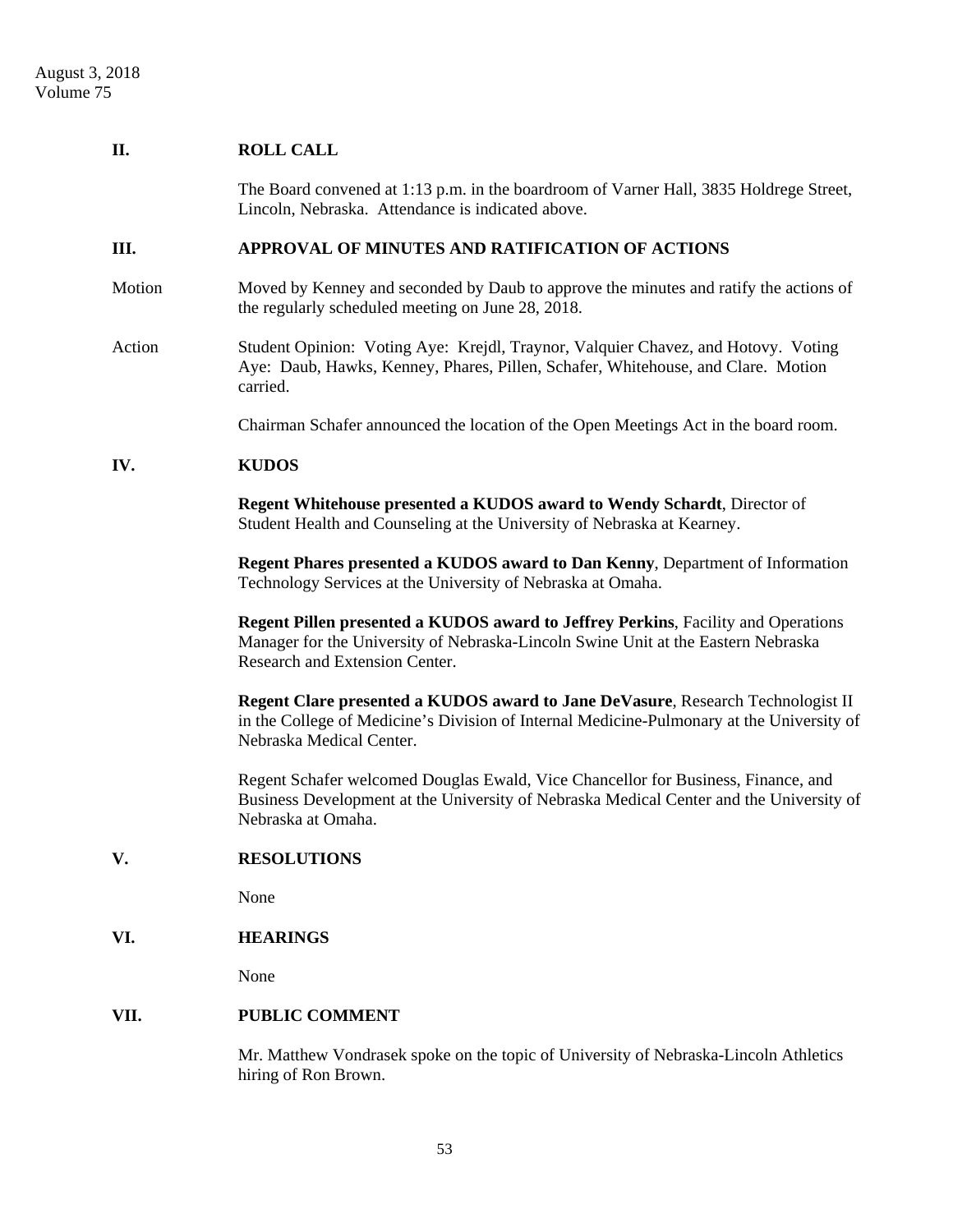## II. ROLL CALL

The Board convened at 1:13 p.m. in the boardroom of Varner Hall, 3835 Holdrege Street, Lincoln, Nebraska. Attendance is indicated above.

## III. APPROVAL OF MINUTES AND RATIFICATION OF ACTIONS

Motion — Moved by Kenney and seconded by Daub to approve the minutes and ratify the actions of the regularly scheduled meeting on June 28, 2018.

Action — Student Opinion: Voting Aye: Krejdl, Traynor, Valquier Chavez, and Hotovy. Voting Aye: Daub, Hawks, Kenney, Phares, Pillen, Schafer, Whitehouse, and Clare. Motion carried.

Chairman Schafer announced the location of the Open Meetings Act in the board room.

## IV. KUDOS

**Regent Whitehouse presented a KUDOS award to Wendy Schardt**, Director of Student Health and Counseling at the University of Nebraska at Kearney.

**Regent Phares presented a KUDOS award to Dan Kenny**, Department of Information Technology Services at the University of Nebraska at Omaha.

**Regent Pillen presented a KUDOS award to Jeffrey Perkins**, Facility and Operations Manager for the University of Nebraska-Lincoln Swine Unit at the Eastern Nebraska Research and Extension Center.

**Regent Clare presented a KUDOS award to Jane DeVasure**, Research Technologist II in the College of Medicine's Division of Internal Medicine-Pulmonary at the University of Nebraska Medical Center.

Regent Schafer welcomed Douglas Ewald, Vice Chancellor for Business, Finance, and Business Development at the University of Nebraska Medical Center and the University of Nebraska at Omaha.

## V. RESOLUTIONS

None

## VI. HEARINGS

None

## VII. PUBLIC COMMENT

Mr. Matthew Vondrasek spoke on the topic of University of Nebraska-Lincoln Athletics hiring of Ron Brown.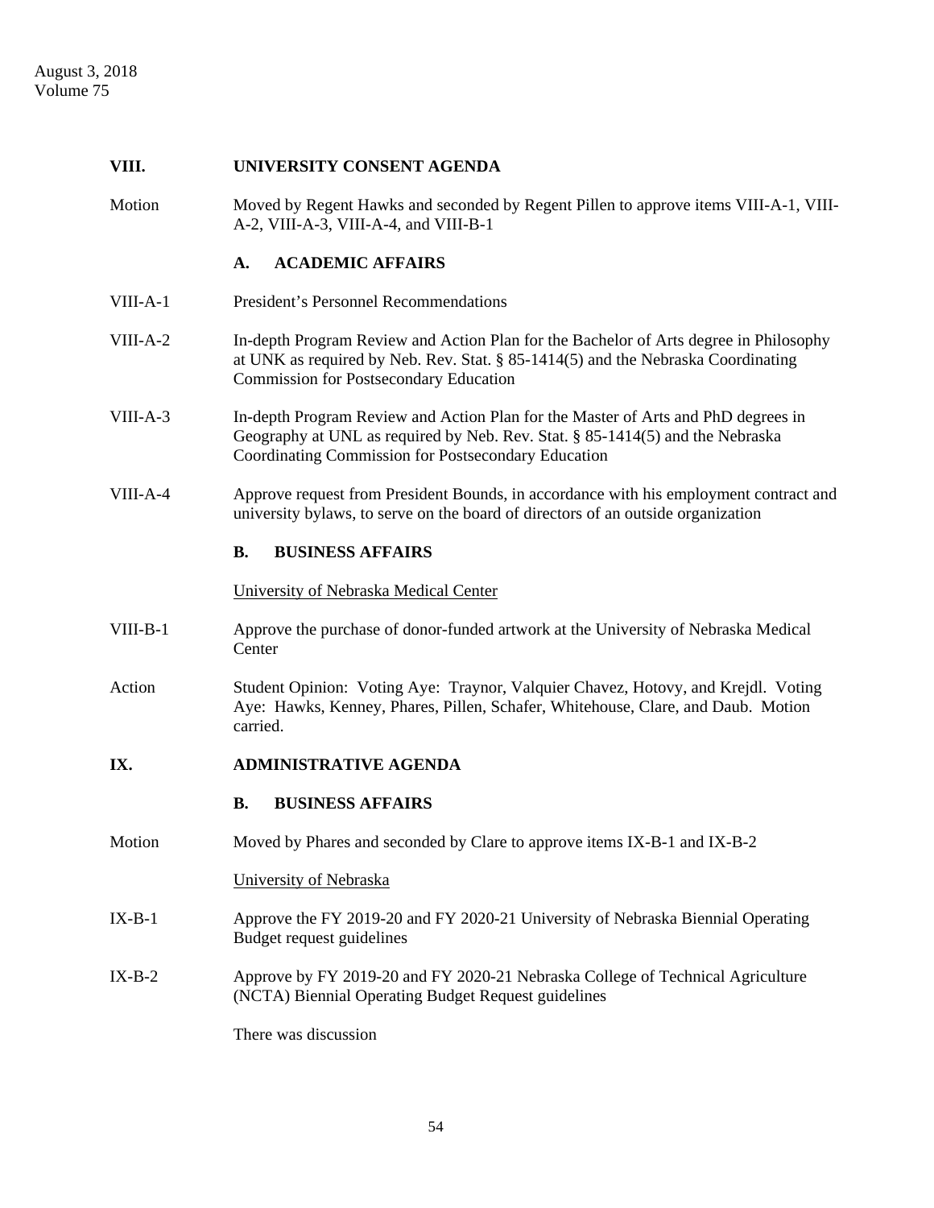## VIII. UNIVERSITY CONSENT AGENDA

Motion — Moved by Regent Hawks and seconded by Regent Pillen to approve items VIII-A-1, VIII-A-2, VIII-A-3, VIII-A-4, and VIII-B-1

### A. ACADEMIC AFFAIRS

VIII-A-1 — President's Personnel Recommendations

VIII-A-2 — In-depth Program Review and Action Plan for the Bachelor of Arts degree in Philosophy at UNK as required by Neb. Rev. Stat. § 85-1414(5) and the Nebraska Coordinating Commission for Postsecondary Education

VIII-A-3 — In-depth Program Review and Action Plan for the Master of Arts and PhD degrees in Geography at UNL as required by Neb. Rev. Stat. § 85-1414(5) and the Nebraska Coordinating Commission for Postsecondary Education

VIII-A-4 — Approve request from President Bounds, in accordance with his employment contract and university bylaws, to serve on the board of directors of an outside organization

### B. BUSINESS AFFAIRS

University of Nebraska Medical Center

VIII-B-1 — Approve the purchase of donor-funded artwork at the University of Nebraska Medical Center

Action — Student Opinion: Voting Aye: Traynor, Valquier Chavez, Hotovy, and Krejdl. Voting Aye: Hawks, Kenney, Phares, Pillen, Schafer, Whitehouse, Clare, and Daub. Motion carried.

## IX. ADMINISTRATIVE AGENDA

### B. BUSINESS AFFAIRS

Motion — Moved by Phares and seconded by Clare to approve items IX-B-1 and IX-B-2

University of Nebraska

IX-B-1 — Approve the FY 2019-20 and FY 2020-21 University of Nebraska Biennial Operating Budget request guidelines

IX-B-2 — Approve by FY 2019-20 and FY 2020-21 Nebraska College of Technical Agriculture (NCTA) Biennial Operating Budget Request guidelines

There was discussion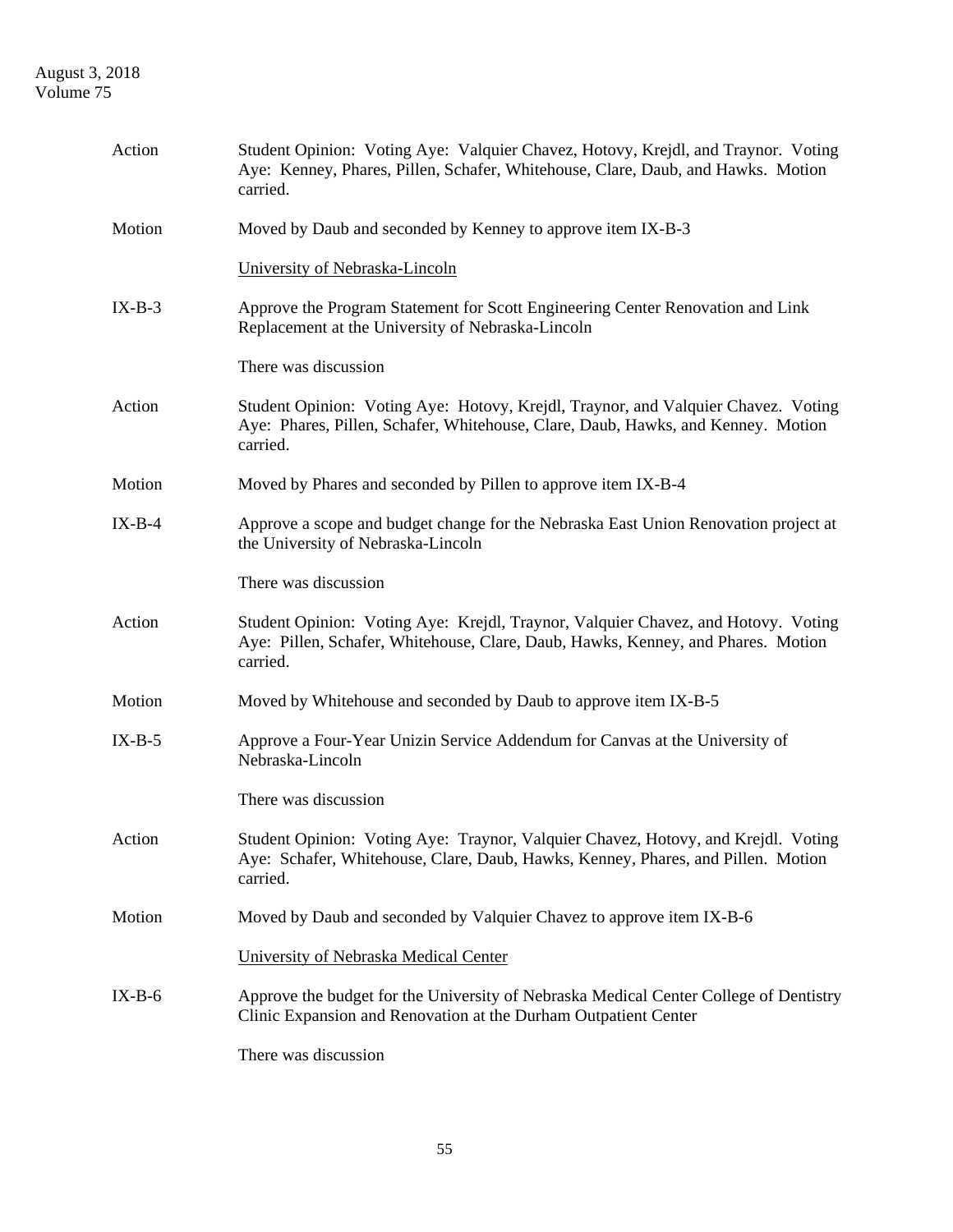Action Student Opinion: Voting Aye: Valquier Chavez, Hotovy, Krejdl, and Traynor. Voting Aye: Kenney, Phares, Pillen, Schafer, Whitehouse, Clare, Daub, and Hawks. Motion carried.

Motion Moved by Daub and seconded by Kenney to approve item IX-B-3

University of Nebraska-Lincoln

IX-B-3 Approve the Program Statement for Scott Engineering Center Renovation and Link Replacement at the University of Nebraska-Lincoln

There was discussion

Action Student Opinion: Voting Aye: Hotovy, Krejdl, Traynor, and Valquier Chavez. Voting Aye: Phares, Pillen, Schafer, Whitehouse, Clare, Daub, Hawks, and Kenney. Motion carried.

Motion Moved by Phares and seconded by Pillen to approve item IX-B-4

IX-B-4 Approve a scope and budget change for the Nebraska East Union Renovation project at the University of Nebraska-Lincoln

There was discussion

Action Student Opinion: Voting Aye: Krejdl, Traynor, Valquier Chavez, and Hotovy. Voting Aye: Pillen, Schafer, Whitehouse, Clare, Daub, Hawks, Kenney, and Phares. Motion carried.

Motion Moved by Whitehouse and seconded by Daub to approve item IX-B-5

IX-B-5 Approve a Four-Year Unizin Service Addendum for Canvas at the University of Nebraska-Lincoln

There was discussion

Action Student Opinion: Voting Aye: Traynor, Valquier Chavez, Hotovy, and Krejdl. Voting Aye: Schafer, Whitehouse, Clare, Daub, Hawks, Kenney, Phares, and Pillen. Motion carried.

Motion Moved by Daub and seconded by Valquier Chavez to approve item IX-B-6

University of Nebraska Medical Center

IX-B-6 Approve the budget for the University of Nebraska Medical Center College of Dentistry Clinic Expansion and Renovation at the Durham Outpatient Center

There was discussion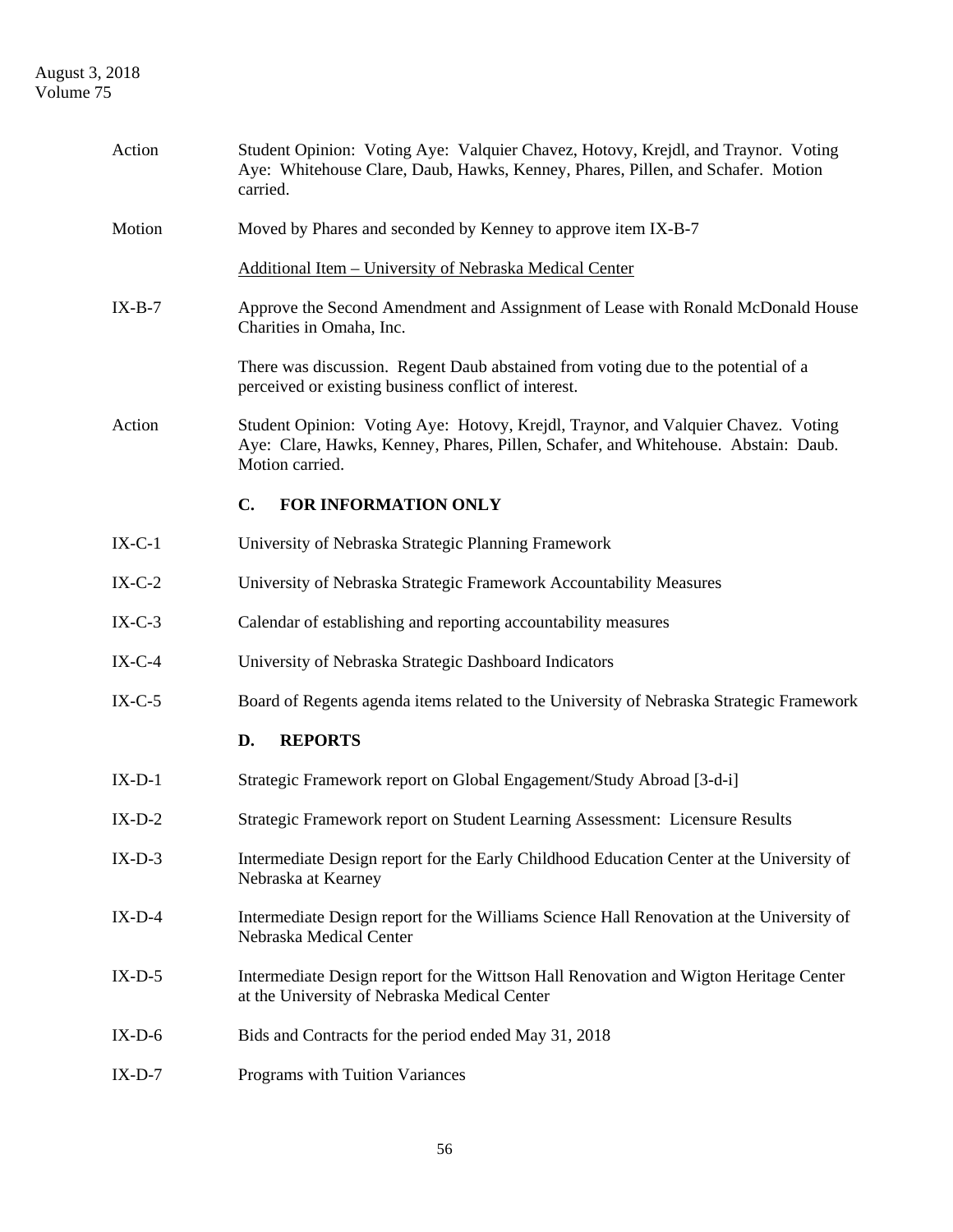Action — Student Opinion: Voting Aye: Valquier Chavez, Hotovy, Krejdl, and Traynor. Voting Aye: Whitehouse Clare, Daub, Hawks, Kenney, Phares, Pillen, and Schafer. Motion carried.

Motion — Moved by Phares and seconded by Kenney to approve item IX-B-7

Additional Item – University of Nebraska Medical Center

IX-B-7 — Approve the Second Amendment and Assignment of Lease with Ronald McDonald House Charities in Omaha, Inc.

There was discussion. Regent Daub abstained from voting due to the potential of a perceived or existing business conflict of interest.

Action — Student Opinion: Voting Aye: Hotovy, Krejdl, Traynor, and Valquier Chavez. Voting Aye: Clare, Hawks, Kenney, Phares, Pillen, Schafer, and Whitehouse. Abstain: Daub. Motion carried.

## C. FOR INFORMATION ONLY

IX-C-1 — University of Nebraska Strategic Planning Framework

IX-C-2 — University of Nebraska Strategic Framework Accountability Measures

IX-C-3 — Calendar of establishing and reporting accountability measures

IX-C-4 — University of Nebraska Strategic Dashboard Indicators

IX-C-5 — Board of Regents agenda items related to the University of Nebraska Strategic Framework

## D. REPORTS

IX-D-1 — Strategic Framework report on Global Engagement/Study Abroad [3-d-i]

IX-D-2 — Strategic Framework report on Student Learning Assessment: Licensure Results

IX-D-3 — Intermediate Design report for the Early Childhood Education Center at the University of Nebraska at Kearney

IX-D-4 — Intermediate Design report for the Williams Science Hall Renovation at the University of Nebraska Medical Center

IX-D-5 — Intermediate Design report for the Wittson Hall Renovation and Wigton Heritage Center at the University of Nebraska Medical Center

IX-D-6 — Bids and Contracts for the period ended May 31, 2018

IX-D-7 — Programs with Tuition Variances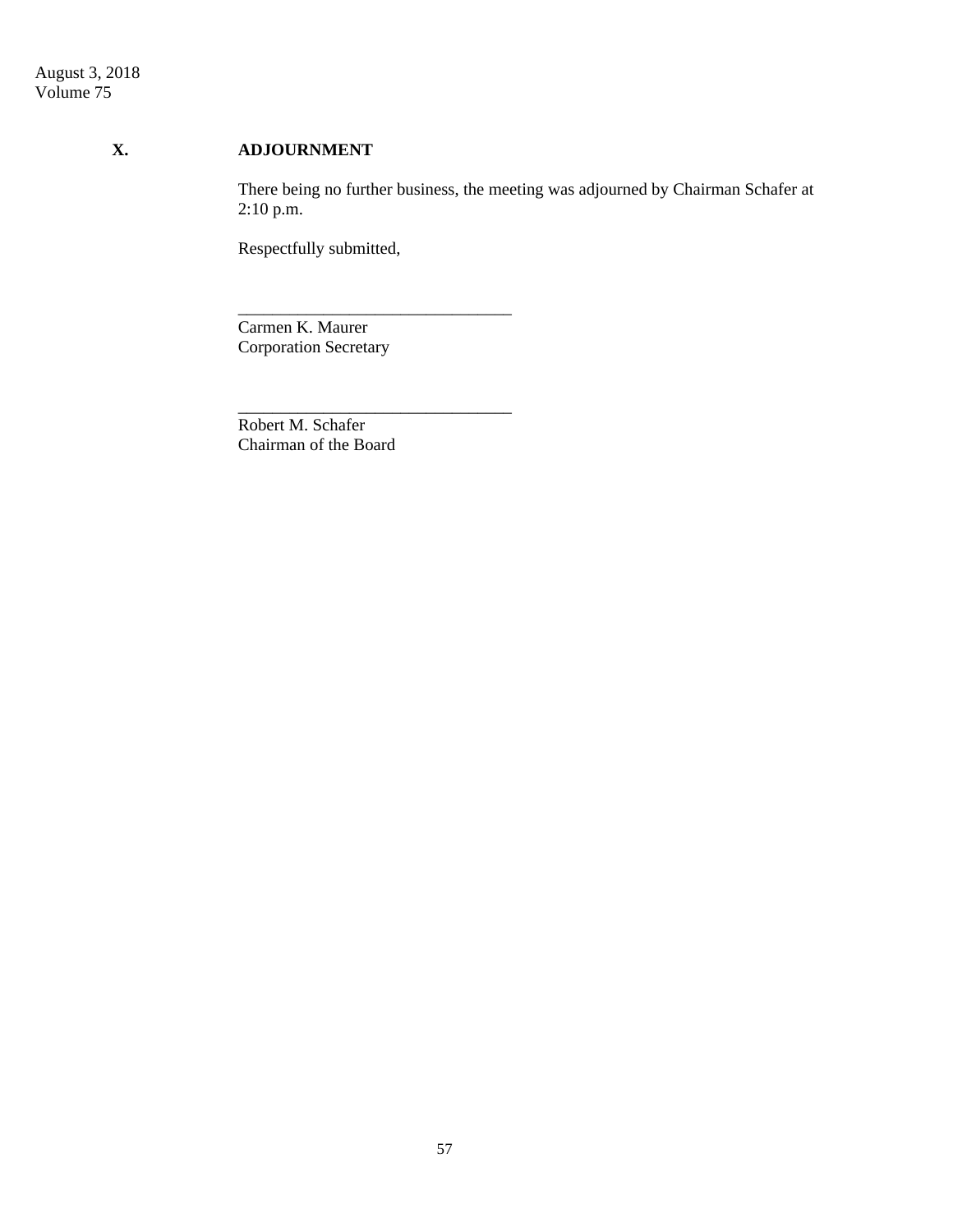## X. ADJOURNMENT

There being no further business, the meeting was adjourned by Chairman Schafer at 2:10 p.m.

Respectfully submitted,

________________________________
Carmen K. Maurer
Corporation Secretary

________________________________
Robert M. Schafer
Chairman of the Board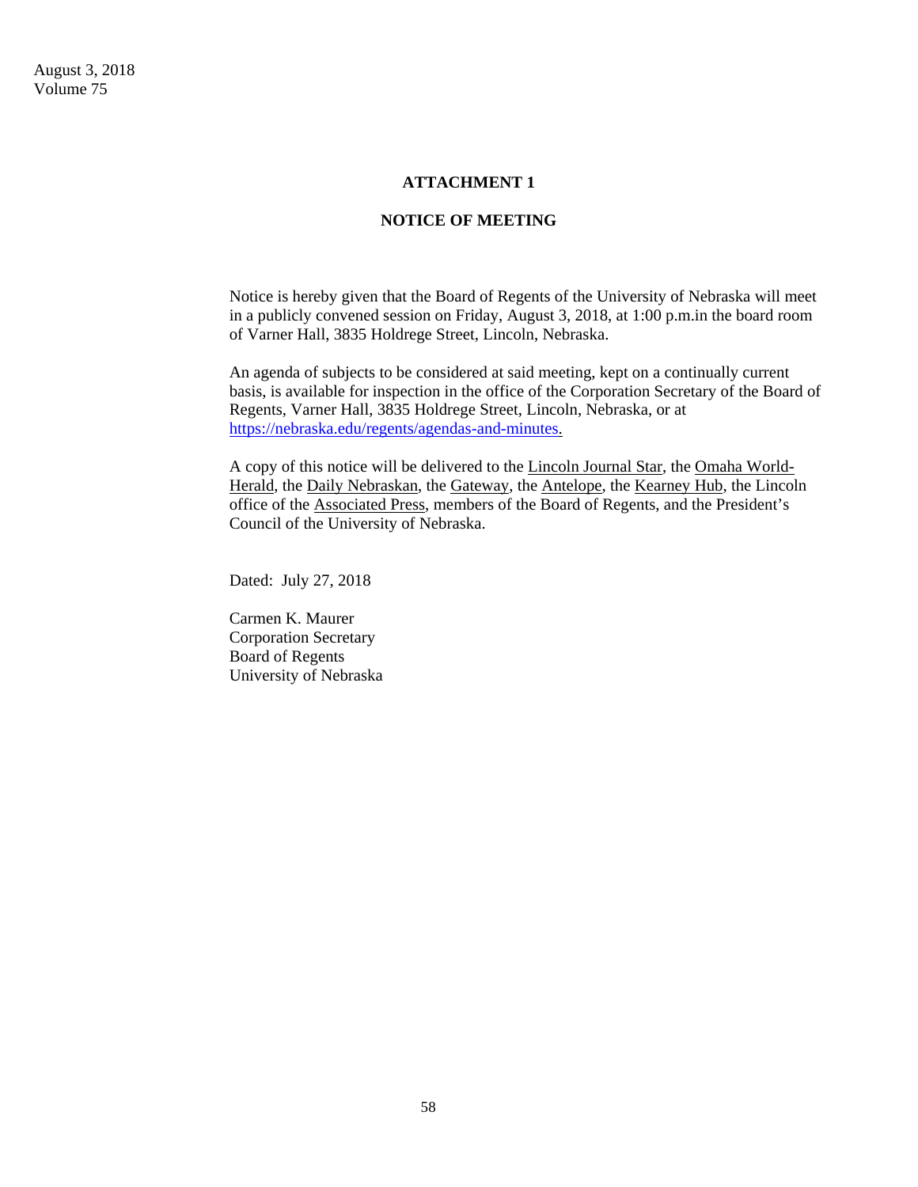## ATTACHMENT 1

## NOTICE OF MEETING

Notice is hereby given that the Board of Regents of the University of Nebraska will meet in a publicly convened session on Friday, August 3, 2018, at 1:00 p.m.in the board room of Varner Hall, 3835 Holdrege Street, Lincoln, Nebraska.

An agenda of subjects to be considered at said meeting, kept on a continually current basis, is available for inspection in the office of the Corporation Secretary of the Board of Regents, Varner Hall, 3835 Holdrege Street, Lincoln, Nebraska, or at https://nebraska.edu/regents/agendas-and-minutes.

A copy of this notice will be delivered to the Lincoln Journal Star, the Omaha World-Herald, the Daily Nebraskan, the Gateway, the Antelope, the Kearney Hub, the Lincoln office of the Associated Press, members of the Board of Regents, and the President's Council of the University of Nebraska.

Dated: July 27, 2018

Carmen K. Maurer
Corporation Secretary
Board of Regents
University of Nebraska